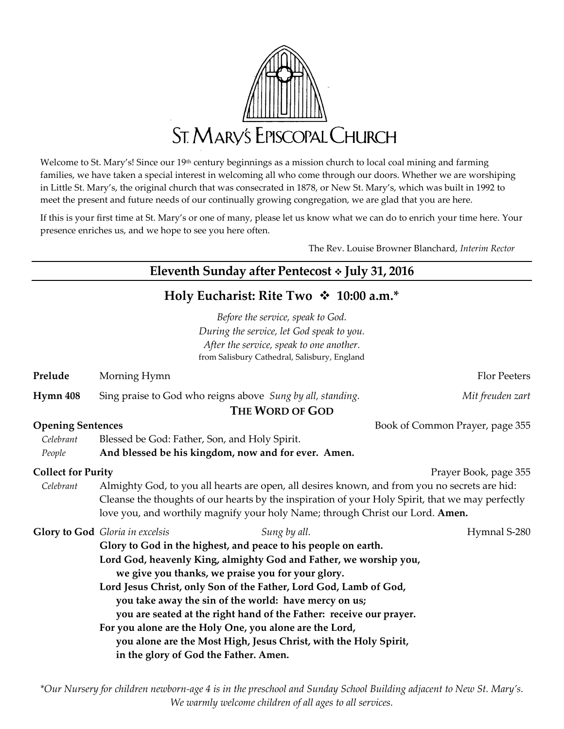# ST. MARY'S EPISCOPAL CHURCH

Welcome to St. Mary's! Since our 19th century beginnings as a mission church to local coal mining and farming families, we have taken a special interest in welcoming all who come through our doors. Whether we are worshiping in Little St. Mary's, the original church that was consecrated in 1878, or New St. Mary's, which was built in 1992 to meet the present and future needs of our continually growing congregation, we are glad that you are here.

If this is your first time at St. Mary's or one of many, please let us know what we can do to enrich your time here. Your presence enriches us, and we hope to see you here often.

The Rev. Louise Browner Blanchard, *Interim Rector*

## Eleventh Sunday after Pentecost ❖ July 31, 2016

## Holy Eucharist: Rite Two ❖ 10:00 a.m.*

*Before the service, speak to God.*
*During the service, let God speak to you.*
*After the service, speak to one another.*
from Salisbury Cathedral, Salisbury, England

**Prelude** Morning Hymn — Flor Peeters

**Hymn 408** Sing praise to God who reigns above *Sung by all, standing.* — *Mit freuden zart*

### THE WORD OF GOD

**Opening Sentences** — Book of Common Prayer, page 355

*Celebrant* Blessed be God: Father, Son, and Holy Spirit.
*People* **And blessed be his kingdom, now and for ever. Amen.**

**Collect for Purity** — Prayer Book, page 355

*Celebrant* Almighty God, to you all hearts are open, all desires known, and from you no secrets are hid: Cleanse the thoughts of our hearts by the inspiration of your Holy Spirit, that we may perfectly love you, and worthily magnify your holy Name; through Christ our Lord. **Amen.**

**Glory to God** *Gloria in excelsis* *Sung by all.* — Hymnal S-280

**Glory to God in the highest, and peace to his people on earth.**
**Lord God, heavenly King, almighty God and Father, we worship you,**
**we give you thanks, we praise you for your glory.**
**Lord Jesus Christ, only Son of the Father, Lord God, Lamb of God,**
**you take away the sin of the world: have mercy on us;**
**you are seated at the right hand of the Father: receive our prayer.**
**For you alone are the Holy One, you alone are the Lord,**
**you alone are the Most High, Jesus Christ, with the Holy Spirit,**
**in the glory of God the Father. Amen.**

*\*Our Nursery for children newborn-age 4 is in the preschool and Sunday School Building adjacent to New St. Mary's. We warmly welcome children of all ages to all services.*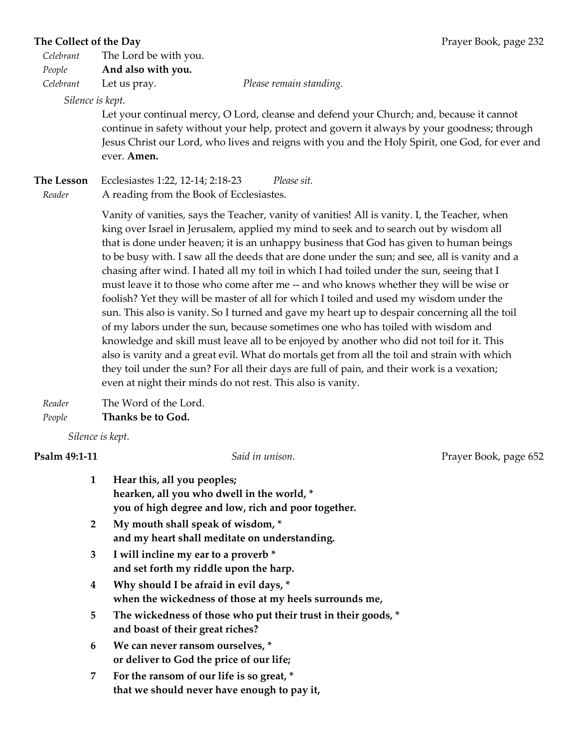**The Collect of the Day** Prayer Book, page 232

*Celebrant* The Lord be with you.
*People* **And also with you.**
*Celebrant* Let us pray. *Please remain standing.*

*Silence is kept.*

Let your continual mercy, O Lord, cleanse and defend your Church; and, because it cannot continue in safety without your help, protect and govern it always by your goodness; through Jesus Christ our Lord, who lives and reigns with you and the Holy Spirit, one God, for ever and ever. **Amen.**

**The Lesson** Ecclesiastes 1:22, 12-14; 2:18-23 *Please sit.*

*Reader* A reading from the Book of Ecclesiastes.

Vanity of vanities, says the Teacher, vanity of vanities! All is vanity. I, the Teacher, when king over Israel in Jerusalem, applied my mind to seek and to search out by wisdom all that is done under heaven; it is an unhappy business that God has given to human beings to be busy with. I saw all the deeds that are done under the sun; and see, all is vanity and a chasing after wind. I hated all my toil in which I had toiled under the sun, seeing that I must leave it to those who come after me -- and who knows whether they will be wise or foolish? Yet they will be master of all for which I toiled and used my wisdom under the sun. This also is vanity. So I turned and gave my heart up to despair concerning all the toil of my labors under the sun, because sometimes one who has toiled with wisdom and knowledge and skill must leave all to be enjoyed by another who did not toil for it. This also is vanity and a great evil. What do mortals get from all the toil and strain with which they toil under the sun? For all their days are full of pain, and their work is a vexation; even at night their minds do not rest. This also is vanity.

*Reader* The Word of the Lord.
*People* **Thanks be to God.**

*Silence is kept.*

**Psalm 49:1-11** *Said in unison.* Prayer Book, page 652

1 **Hear this, all you peoples;**
**hearken, all you who dwell in the world, ***
**you of high degree and low, rich and poor together.**

2 **My mouth shall speak of wisdom, ***
**and my heart shall meditate on understanding.**

3 **I will incline my ear to a proverb ***
**and set forth my riddle upon the harp.**

4 **Why should I be afraid in evil days, ***
**when the wickedness of those at my heels surrounds me,**

5 **The wickedness of those who put their trust in their goods, ***
**and boast of their great riches?**

6 **We can never ransom ourselves, ***
**or deliver to God the price of our life;**

7 **For the ransom of our life is so great, ***
**that we should never have enough to pay it,**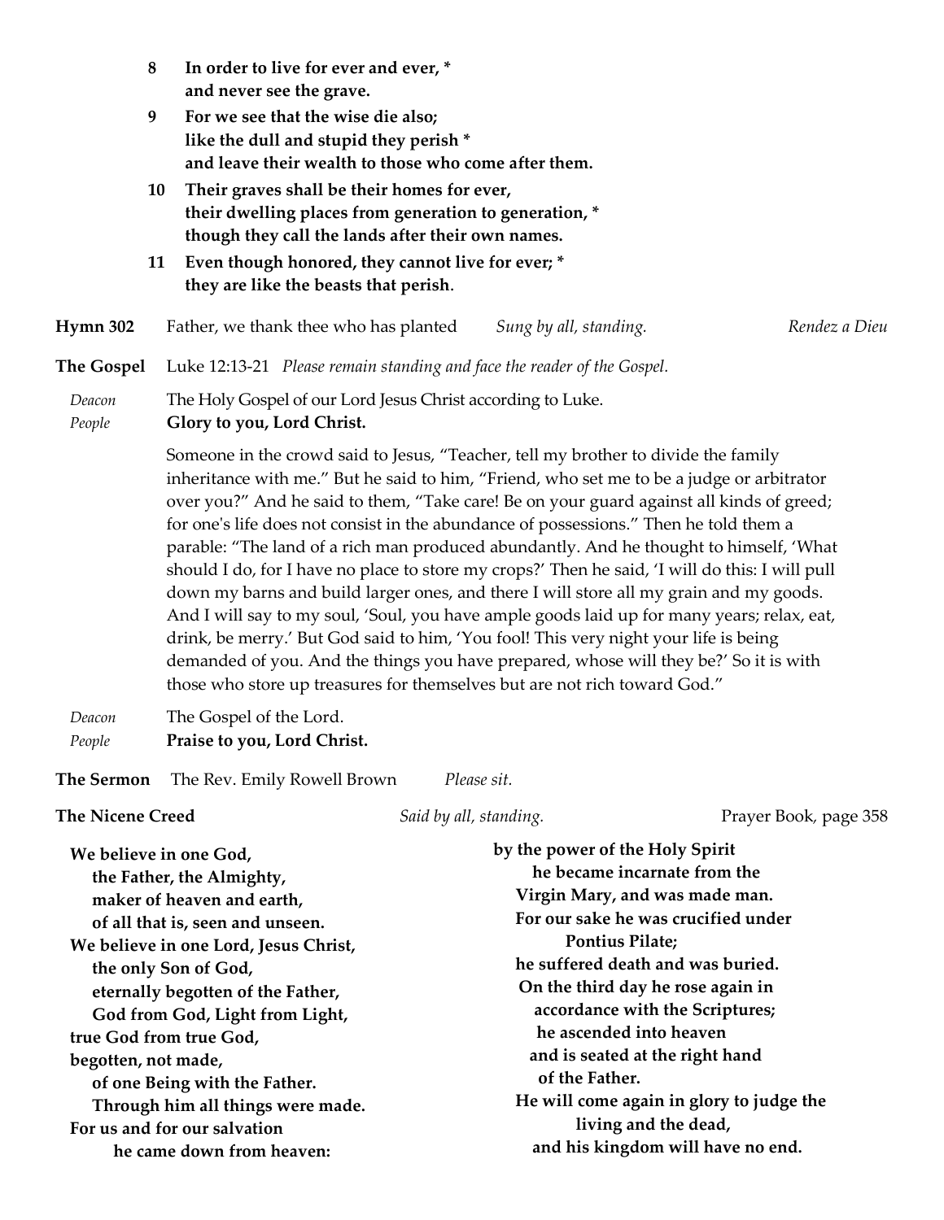8 **In order to live for ever and ever, \***
**and never see the grave.**

9 **For we see that the wise die also;**
**like the dull and stupid they perish \***
**and leave their wealth to those who come after them.**

10 **Their graves shall be their homes for ever,**
**their dwelling places from generation to generation, \***
**though they call the lands after their own names.**

11 **Even though honored, they cannot live for ever; \***
**they are like the beasts that perish.**

**Hymn 302** Father, we thank thee who has planted *Sung by all, standing.* *Rendez a Dieu*

**The Gospel** Luke 12:13-21 *Please remain standing and face the reader of the Gospel.*

*Deacon* The Holy Gospel of our Lord Jesus Christ according to Luke.
*People* **Glory to you, Lord Christ.**

Someone in the crowd said to Jesus, "Teacher, tell my brother to divide the family inheritance with me." But he said to him, "Friend, who set me to be a judge or arbitrator over you?" And he said to them, "Take care! Be on your guard against all kinds of greed; for one's life does not consist in the abundance of possessions." Then he told them a parable: "The land of a rich man produced abundantly. And he thought to himself, 'What should I do, for I have no place to store my crops?' Then he said, 'I will do this: I will pull down my barns and build larger ones, and there I will store all my grain and my goods. And I will say to my soul, 'Soul, you have ample goods laid up for many years; relax, eat, drink, be merry.' But God said to him, 'You fool! This very night your life is being demanded of you. And the things you have prepared, whose will they be?' So it is with those who store up treasures for themselves but are not rich toward God."

*Deacon* The Gospel of the Lord.
*People* **Praise to you, Lord Christ.**

**The Sermon** The Rev. Emily Rowell Brown *Please sit.*

**The Nicene Creed** *Said by all, standing.* Prayer Book, page 358

**We believe in one God,**
**the Father, the Almighty,**
**maker of heaven and earth,**
**of all that is, seen and unseen.**
**We believe in one Lord, Jesus Christ,**
**the only Son of God,**
**eternally begotten of the Father,**
**God from God, Light from Light,**
**true God from true God,**
**begotten, not made,**
**of one Being with the Father.**
**Through him all things were made.**
**For us and for our salvation**
**he came down from heaven:**
**by the power of the Holy Spirit**
**he became incarnate from the**
**Virgin Mary, and was made man.**
**For our sake he was crucified under**
**Pontius Pilate;**
**he suffered death and was buried.**
**On the third day he rose again in**
**accordance with the Scriptures;**
**he ascended into heaven**
**and is seated at the right hand**
**of the Father.**
**He will come again in glory to judge the**
**living and the dead,**
**and his kingdom will have no end.**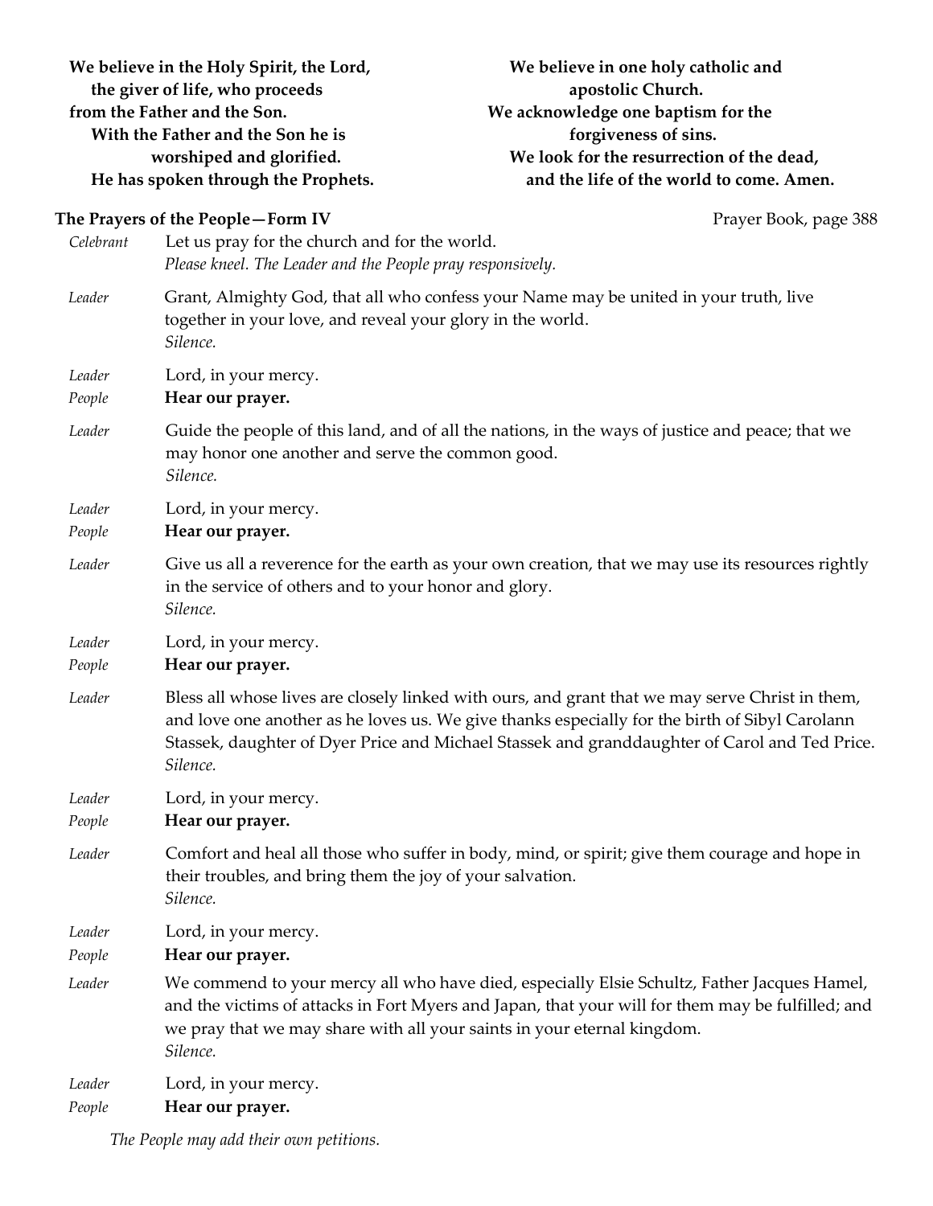**We believe in the Holy Spirit, the Lord,**
**the giver of life, who proceeds**
**from the Father and the Son.**
**With the Father and the Son he is**
**worshiped and glorified.**
**He has spoken through the Prophets.**

**We believe in one holy catholic and**
**apostolic Church.**
**We acknowledge one baptism for the**
**forgiveness of sins.**
**We look for the resurrection of the dead,**
**and the life of the world to come. Amen.**

**The Prayers of the People—Form IV** Prayer Book, page 388

*Celebrant* Let us pray for the church and for the world.
*Please kneel. The Leader and the People pray responsively.*

*Leader* Grant, Almighty God, that all who confess your Name may be united in your truth, live together in your love, and reveal your glory in the world.
*Silence.*

*Leader* Lord, in your mercy.
*People* **Hear our prayer.**

*Leader* Guide the people of this land, and of all the nations, in the ways of justice and peace; that we may honor one another and serve the common good.
*Silence.*

*Leader* Lord, in your mercy.
*People* **Hear our prayer.**

*Leader* Give us all a reverence for the earth as your own creation, that we may use its resources rightly in the service of others and to your honor and glory.
*Silence.*

*Leader* Lord, in your mercy.
*People* **Hear our prayer.**

*Leader* Bless all whose lives are closely linked with ours, and grant that we may serve Christ in them, and love one another as he loves us. We give thanks especially for the birth of Sibyl Carolann Stassek, daughter of Dyer Price and Michael Stassek and granddaughter of Carol and Ted Price.
*Silence.*

*Leader* Lord, in your mercy.
*People* **Hear our prayer.**

*Leader* Comfort and heal all those who suffer in body, mind, or spirit; give them courage and hope in their troubles, and bring them the joy of your salvation.
*Silence.*

*Leader* Lord, in your mercy.
*People* **Hear our prayer.**

*Leader* We commend to your mercy all who have died, especially Elsie Schultz, Father Jacques Hamel, and the victims of attacks in Fort Myers and Japan, that your will for them may be fulfilled; and we pray that we may share with all your saints in your eternal kingdom.
*Silence.*

*Leader* Lord, in your mercy.
*People* **Hear our prayer.**

*The People may add their own petitions.*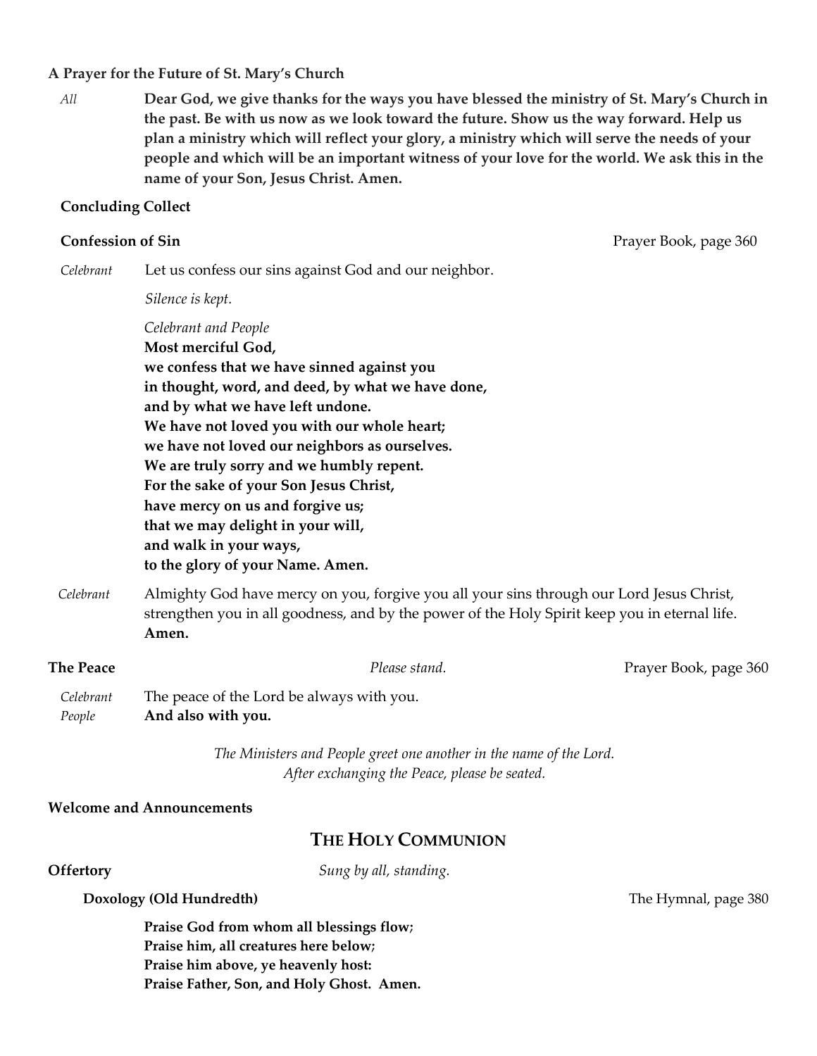**A Prayer for the Future of St. Mary's Church**

*All* **Dear God, we give thanks for the ways you have blessed the ministry of St. Mary's Church in the past. Be with us now as we look toward the future. Show us the way forward. Help us plan a ministry which will reflect your glory, a ministry which will serve the needs of your people and which will be an important witness of your love for the world. We ask this in the name of your Son, Jesus Christ. Amen.**

**Concluding Collect**

**Confession of Sin** Prayer Book, page 360

*Celebrant* Let us confess our sins against God and our neighbor.

*Silence is kept.*

*Celebrant and People*
**Most merciful God,**
**we confess that we have sinned against you**
**in thought, word, and deed, by what we have done,**
**and by what we have left undone.**
**We have not loved you with our whole heart;**
**we have not loved our neighbors as ourselves.**
**We are truly sorry and we humbly repent.**
**For the sake of your Son Jesus Christ,**
**have mercy on us and forgive us;**
**that we may delight in your will,**
**and walk in your ways,**
**to the glory of your Name. Amen.**

*Celebrant* Almighty God have mercy on you, forgive you all your sins through our Lord Jesus Christ, strengthen you in all goodness, and by the power of the Holy Spirit keep you in eternal life. **Amen.**

**The Peace** *Please stand.* Prayer Book, page 360

*Celebrant* The peace of the Lord be always with you.
*People* **And also with you.**

*The Ministers and People greet one another in the name of the Lord.*
*After exchanging the Peace, please be seated.*

**Welcome and Announcements**

## THE HOLY COMMUNION

**Offertory** *Sung by all, standing.*

**Doxology (Old Hundredth)** The Hymnal, page 380

**Praise God from whom all blessings flow;**
**Praise him, all creatures here below;**
**Praise him above, ye heavenly host:**
**Praise Father, Son, and Holy Ghost. Amen.**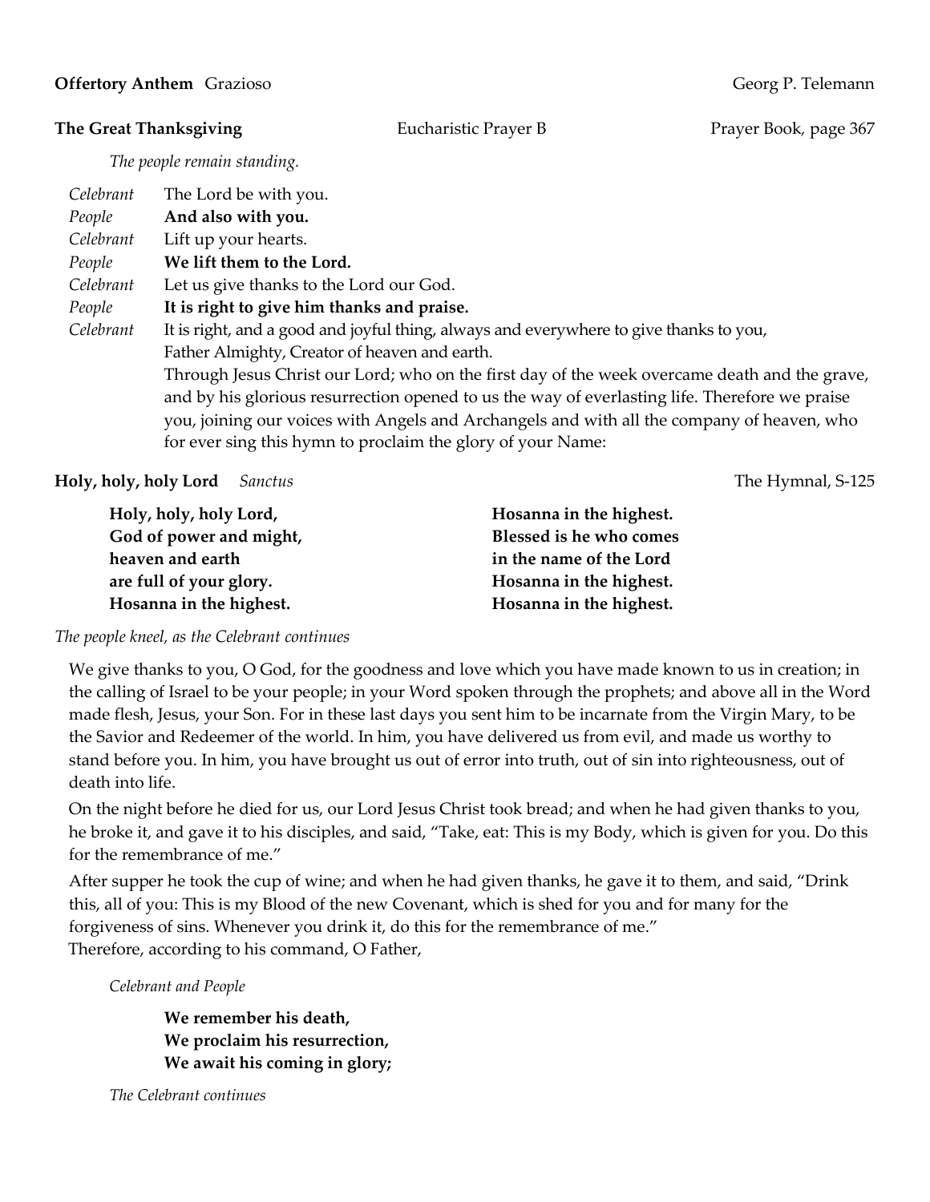**Offertory Anthem** Grazioso Georg P. Telemann

**The Great Thanksgiving** Eucharistic Prayer B Prayer Book, page 367

*The people remain standing.*

*Celebrant* The Lord be with you.
*People* **And also with you.**
*Celebrant* Lift up your hearts.
*People* **We lift them to the Lord.**
*Celebrant* Let us give thanks to the Lord our God.
*People* **It is right to give him thanks and praise.**
*Celebrant* It is right, and a good and joyful thing, always and everywhere to give thanks to you, Father Almighty, Creator of heaven and earth.
Through Jesus Christ our Lord; who on the first day of the week overcame death and the grave, and by his glorious resurrection opened to us the way of everlasting life. Therefore we praise you, joining our voices with Angels and Archangels and with all the company of heaven, who for ever sing this hymn to proclaim the glory of your Name:

**Holy, holy, holy Lord** *Sanctus* The Hymnal, S-125

**Holy, holy, holy Lord,**
**God of power and might,**
**heaven and earth**
**are full of your glory.**
**Hosanna in the highest.**
**Hosanna in the highest.**
**Blessed is he who comes**
**in the name of the Lord**
**Hosanna in the highest.**
**Hosanna in the highest.**

*The people kneel, as the Celebrant continues*

We give thanks to you, O God, for the goodness and love which you have made known to us in creation; in the calling of Israel to be your people; in your Word spoken through the prophets; and above all in the Word made flesh, Jesus, your Son. For in these last days you sent him to be incarnate from the Virgin Mary, to be the Savior and Redeemer of the world. In him, you have delivered us from evil, and made us worthy to stand before you. In him, you have brought us out of error into truth, out of sin into righteousness, out of death into life.

On the night before he died for us, our Lord Jesus Christ took bread; and when he had given thanks to you, he broke it, and gave it to his disciples, and said, "Take, eat: This is my Body, which is given for you. Do this for the remembrance of me."

After supper he took the cup of wine; and when he had given thanks, he gave it to them, and said, "Drink this, all of you: This is my Blood of the new Covenant, which is shed for you and for many for the forgiveness of sins. Whenever you drink it, do this for the remembrance of me."
Therefore, according to his command, O Father,

*Celebrant and People*

**We remember his death,**
**We proclaim his resurrection,**
**We await his coming in glory;**

*The Celebrant continues*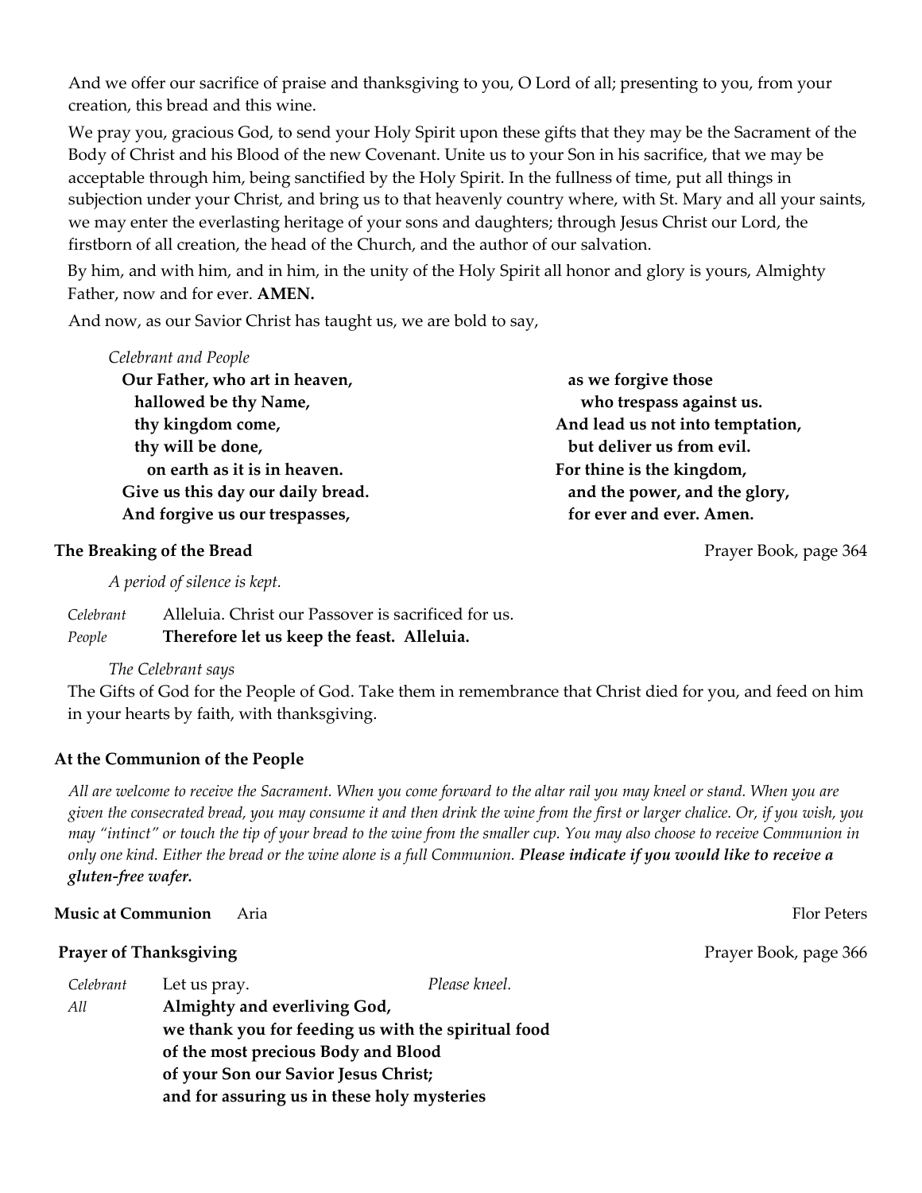And we offer our sacrifice of praise and thanksgiving to you, O Lord of all; presenting to you, from your creation, this bread and this wine.

We pray you, gracious God, to send your Holy Spirit upon these gifts that they may be the Sacrament of the Body of Christ and his Blood of the new Covenant. Unite us to your Son in his sacrifice, that we may be acceptable through him, being sanctified by the Holy Spirit. In the fullness of time, put all things in subjection under your Christ, and bring us to that heavenly country where, with St. Mary and all your saints, we may enter the everlasting heritage of your sons and daughters; through Jesus Christ our Lord, the firstborn of all creation, the head of the Church, and the author of our salvation.

By him, and with him, and in him, in the unity of the Holy Spirit all honor and glory is yours, Almighty Father, now and for ever. **AMEN.**

And now, as our Savior Christ has taught us, we are bold to say,

*Celebrant and People*

**Our Father, who art in heaven,**
**hallowed be thy Name,**
**thy kingdom come,**
**thy will be done,**
**on earth as it is in heaven.**
**Give us this day our daily bread.**
**And forgive us our trespasses,**
**as we forgive those**
**who trespass against us.**
**And lead us not into temptation,**
**but deliver us from evil.**
**For thine is the kingdom,**
**and the power, and the glory,**
**for ever and ever. Amen.**

**The Breaking of the Bread** — Prayer Book, page 364

*A period of silence is kept.*

*Celebrant* Alleluia. Christ our Passover is sacrificed for us.
*People* **Therefore let us keep the feast. Alleluia.**

*The Celebrant says*

The Gifts of God for the People of God. Take them in remembrance that Christ died for you, and feed on him in your hearts by faith, with thanksgiving.

**At the Communion of the People**

*All are welcome to receive the Sacrament. When you come forward to the altar rail you may kneel or stand. When you are given the consecrated bread, you may consume it and then drink the wine from the first or larger chalice. Or, if you wish, you may "intinct" or touch the tip of your bread to the wine from the smaller cup. You may also choose to receive Communion in only one kind. Either the bread or the wine alone is a full Communion.* ***Please indicate if you would like to receive a gluten-free wafer.***

**Music at Communion** Aria — Flor Peters

**Prayer of Thanksgiving** — Prayer Book, page 366

*Celebrant* Let us pray. *Please kneel.*
*All* **Almighty and everliving God,**
**we thank you for feeding us with the spiritual food**
**of the most precious Body and Blood**
**of your Son our Savior Jesus Christ;**
**and for assuring us in these holy mysteries**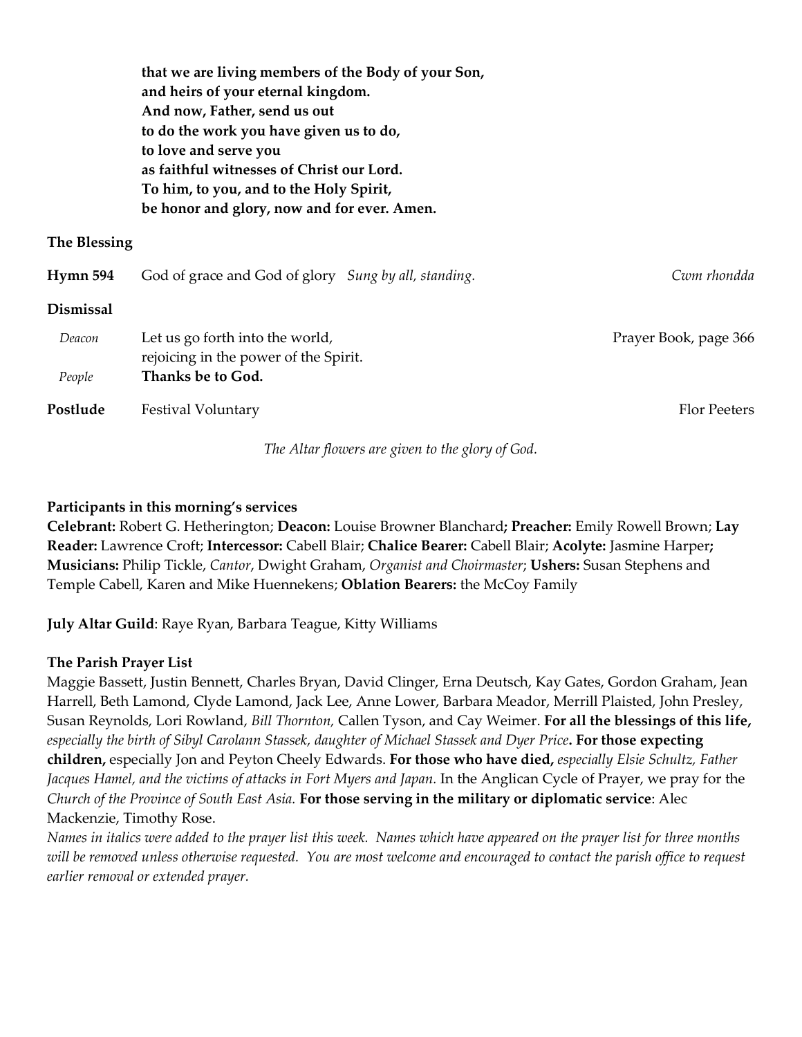**that we are living members of the Body of your Son,**
**and heirs of your eternal kingdom.**
**And now, Father, send us out**
**to do the work you have given us to do,**
**to love and serve you**
**as faithful witnesses of Christ our Lord.**
**To him, to you, and to the Holy Spirit,**
**be honor and glory, now and for ever. Amen.**

**The Blessing**

**Hymn 594** God of grace and God of glory *Sung by all, standing.* *Cwm rhondda*

**Dismissal**

*Deacon* Let us go forth into the world, rejoicing in the power of the Spirit. Prayer Book, page 366

*People* **Thanks be to God.**

**Postlude** Festival Voluntary Flor Peeters

*The Altar flowers are given to the glory of God.*

**Participants in this morning's services**

**Celebrant:** Robert G. Hetherington; **Deacon:** Louise Browner Blanchard**; Preacher:** Emily Rowell Brown; **Lay Reader:** Lawrence Croft; **Intercessor:** Cabell Blair; **Chalice Bearer:** Cabell Blair; **Acolyte:** Jasmine Harper**; Musicians:** Philip Tickle, *Cantor*, Dwight Graham, *Organist and Choirmaster*; **Ushers:** Susan Stephens and Temple Cabell, Karen and Mike Huennekens; **Oblation Bearers:** the McCoy Family

**July Altar Guild**: Raye Ryan, Barbara Teague, Kitty Williams

**The Parish Prayer List**

Maggie Bassett, Justin Bennett, Charles Bryan, David Clinger, Erna Deutsch, Kay Gates, Gordon Graham, Jean Harrell, Beth Lamond, Clyde Lamond, Jack Lee, Anne Lower, Barbara Meador, Merrill Plaisted, John Presley, Susan Reynolds, Lori Rowland, *Bill Thornton,* Callen Tyson, and Cay Weimer. **For all the blessings of this life,** *especially the birth of Sibyl Carolann Stassek, daughter of Michael Stassek and Dyer Price*. **For those expecting children,** especially Jon and Peyton Cheely Edwards. **For those who have died,** *especially Elsie Schultz, Father Jacques Hamel, and the victims of attacks in Fort Myers and Japan.* In the Anglican Cycle of Prayer, we pray for the *Church of the Province of South East Asia.* **For those serving in the military or diplomatic service**: Alec Mackenzie, Timothy Rose.

*Names in italics were added to the prayer list this week. Names which have appeared on the prayer list for three months will be removed unless otherwise requested. You are most welcome and encouraged to contact the parish office to request earlier removal or extended prayer.*